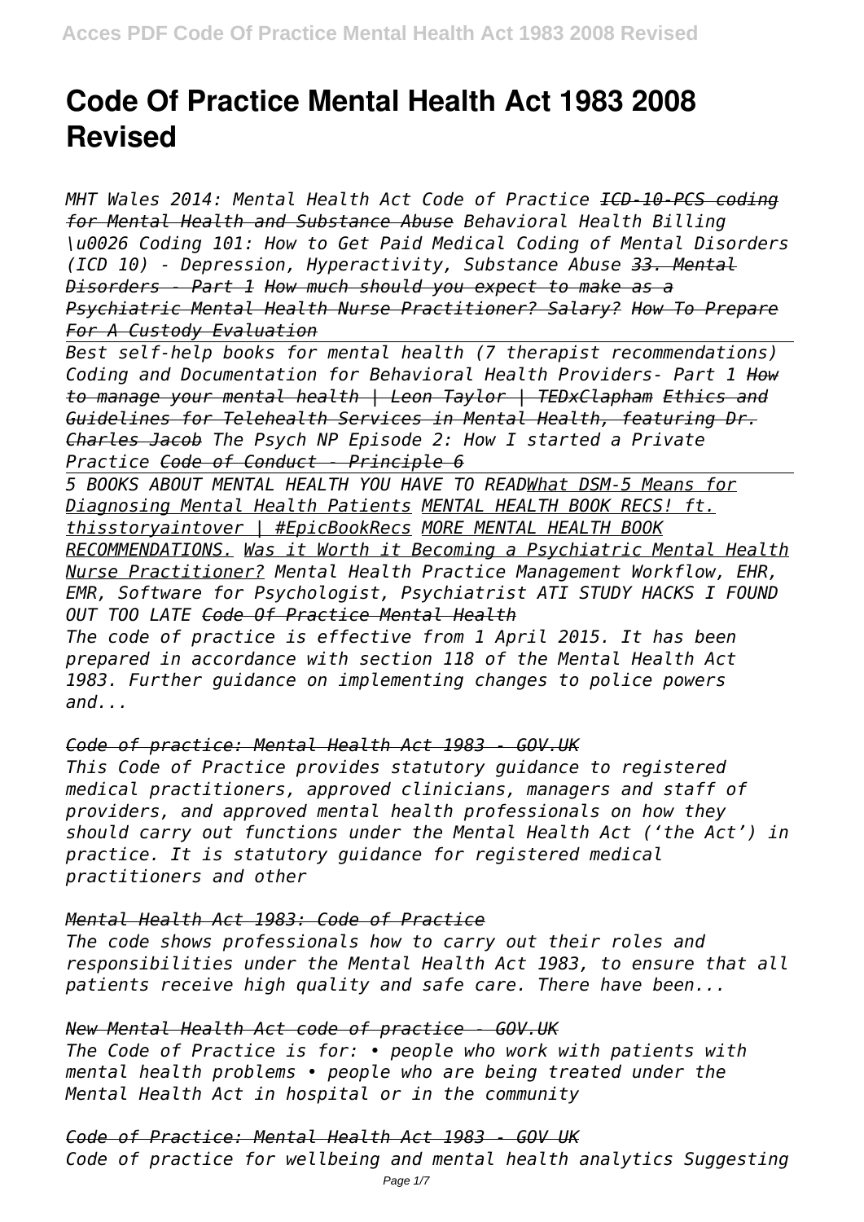# Code Of Practice Mental Health Act 1983 2008 Revised

*MHT Wales 2014: Mental Health Act Code of Practice ~~ICD-10-PCS coding for Mental Health and Substance Abuse~~ Behavioral Health Billing \u0026 Coding 101: How to Get Paid Medical Coding of Mental Disorders (ICD 10) - Depression, Hyperactivity, Substance Abuse ~~33. Mental Disorders - Part 1~~ How much should you expect to make as a Psychiatric Mental Health Nurse Practitioner? Salary? How To Prepare For A Custody Evaluation*

*Best self-help books for mental health (7 therapist recommendations) Coding and Documentation for Behavioral Health Providers- Part 1 ~~How to manage your mental health | Leon Taylor | TEDxClapham~~ Ethics and Guidelines for Telehealth Services in Mental Health, featuring Dr. Charles Jacob The Psych NP Episode 2: How I started a Private Practice ~~Code of Conduct - Principle 6~~*

*5 BOOKS ABOUT MENTAL HEALTH YOU HAVE TO READWhat DSM-5 Means for Diagnosing Mental Health Patients MENTAL HEALTH BOOK RECS! ft. thisstoryaintover | #EpicBookRecs MORE MENTAL HEALTH BOOK RECOMMENDATIONS. Was it Worth it Becoming a Psychiatric Mental Health Nurse Practitioner? Mental Health Practice Management Workflow, EHR, EMR, Software for Psychologist, Psychiatrist ATI STUDY HACKS I FOUND OUT TOO LATE ~~Code Of Practice Mental Health~~*

*The code of practice is effective from 1 April 2015. It has been prepared in accordance with section 118 of the Mental Health Act 1983. Further guidance on implementing changes to police powers and...*

*~~Code of practice: Mental Health Act 1983 - GOV.UK~~*

*This Code of Practice provides statutory guidance to registered medical practitioners, approved clinicians, managers and staff of providers, and approved mental health professionals on how they should carry out functions under the Mental Health Act ('the Act') in practice. It is statutory guidance for registered medical practitioners and other*

*~~Mental Health Act 1983: Code of Practice~~*

*The code shows professionals how to carry out their roles and responsibilities under the Mental Health Act 1983, to ensure that all patients receive high quality and safe care. There have been...*

*~~New Mental Health Act code of practice - GOV.UK~~*

*The Code of Practice is for: • people who work with patients with mental health problems • people who are being treated under the Mental Health Act in hospital or in the community*

*~~Code of Practice: Mental Health Act 1983 - GOV UK~~*

*Code of practice for wellbeing and mental health analytics Suggesting*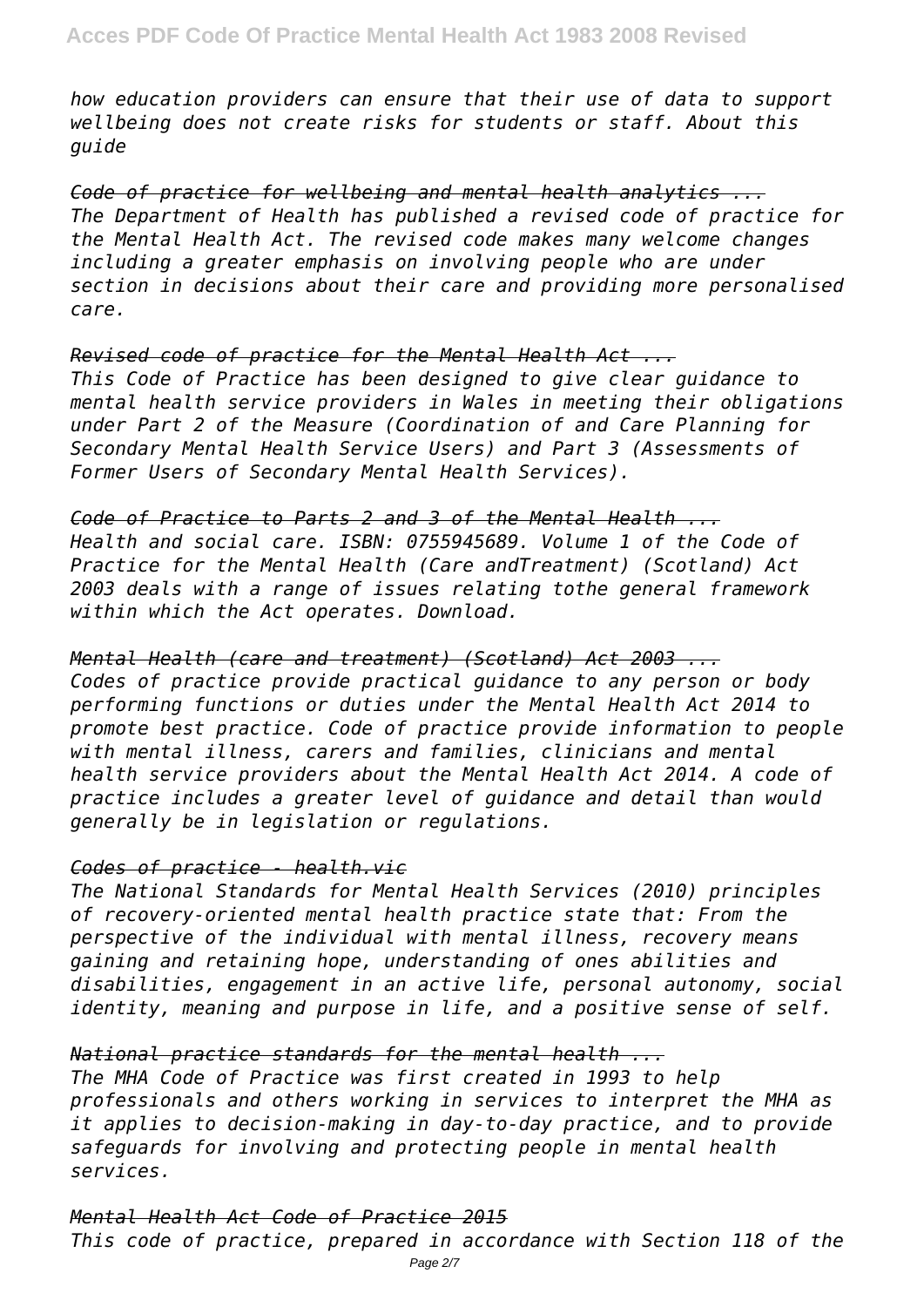*how education providers can ensure that their use of data to support wellbeing does not create risks for students or staff. About this guide*

*Code of practice for wellbeing and mental health analytics ...*
*The Department of Health has published a revised code of practice for the Mental Health Act. The revised code makes many welcome changes including a greater emphasis on involving people who are under section in decisions about their care and providing more personalised care.*

*Revised code of practice for the Mental Health Act ...*
*This Code of Practice has been designed to give clear guidance to mental health service providers in Wales in meeting their obligations under Part 2 of the Measure (Coordination of and Care Planning for Secondary Mental Health Service Users) and Part 3 (Assessments of Former Users of Secondary Mental Health Services).*

*Code of Practice to Parts 2 and 3 of the Mental Health ...*
*Health and social care. ISBN: 0755945689. Volume 1 of the Code of Practice for the Mental Health (Care andTreatment) (Scotland) Act 2003 deals with a range of issues relating tothe general framework within which the Act operates. Download.*

*Mental Health (care and treatment) (Scotland) Act 2003 ...*
*Codes of practice provide practical guidance to any person or body performing functions or duties under the Mental Health Act 2014 to promote best practice. Code of practice provide information to people with mental illness, carers and families, clinicians and mental health service providers about the Mental Health Act 2014. A code of practice includes a greater level of guidance and detail than would generally be in legislation or regulations.*

*Codes of practice - health.vic*
*The National Standards for Mental Health Services (2010) principles of recovery-oriented mental health practice state that: From the perspective of the individual with mental illness, recovery means gaining and retaining hope, understanding of ones abilities and disabilities, engagement in an active life, personal autonomy, social identity, meaning and purpose in life, and a positive sense of self.*

*National practice standards for the mental health ...*
*The MHA Code of Practice was first created in 1993 to help professionals and others working in services to interpret the MHA as it applies to decision-making in day-to-day practice, and to provide safeguards for involving and protecting people in mental health services.*

*Mental Health Act Code of Practice 2015*
*This code of practice, prepared in accordance with Section 118 of the*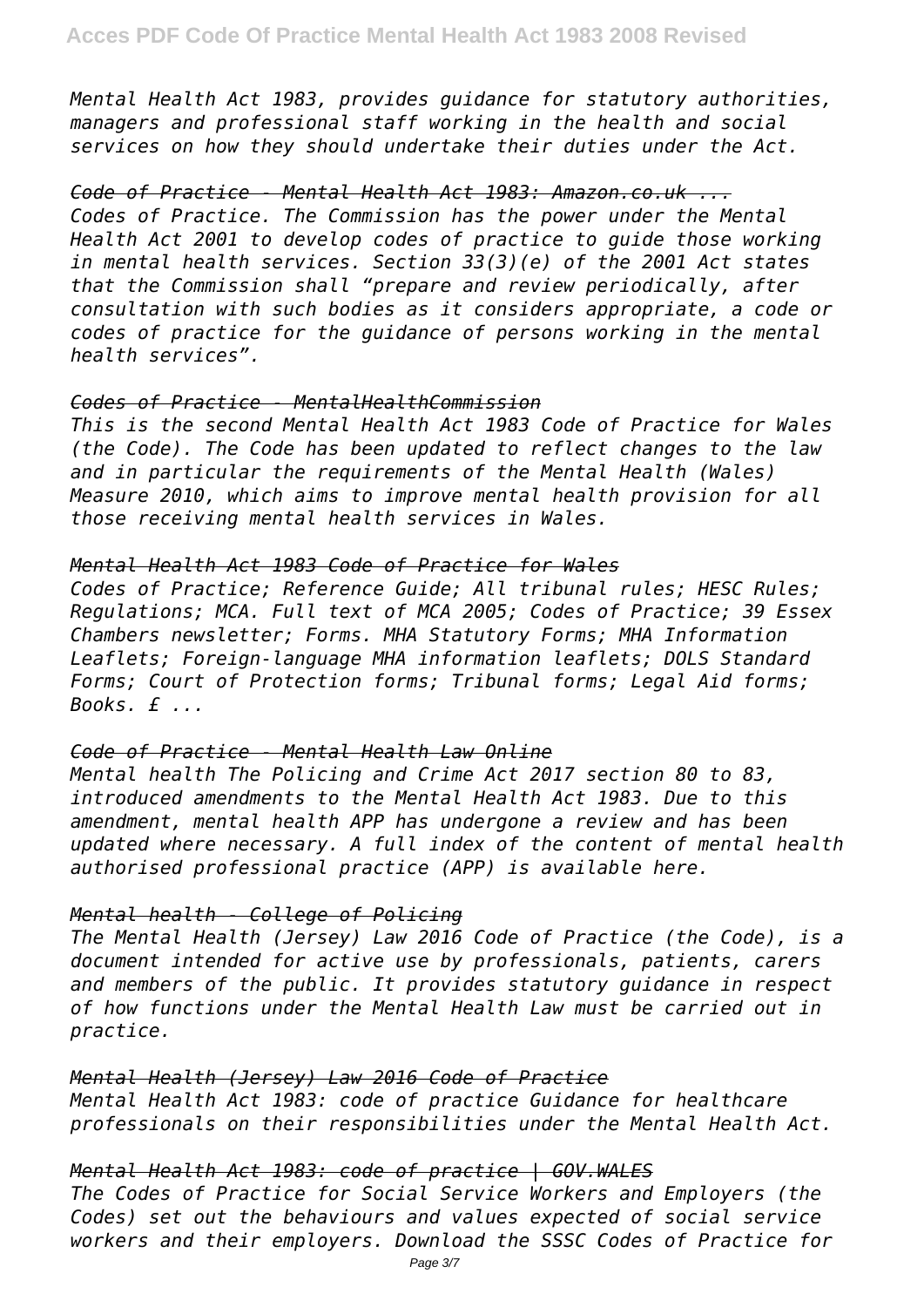*Mental Health Act 1983, provides guidance for statutory authorities, managers and professional staff working in the health and social services on how they should undertake their duties under the Act.*

### *~~Code of Practice - Mental Health Act 1983: Amazon.co.uk ...~~*

*Codes of Practice. The Commission has the power under the Mental Health Act 2001 to develop codes of practice to guide those working in mental health services. Section 33(3)(e) of the 2001 Act states that the Commission shall "prepare and review periodically, after consultation with such bodies as it considers appropriate, a code or codes of practice for the guidance of persons working in the mental health services".*

### *~~Codes of Practice - MentalHealthCommission~~*

*This is the second Mental Health Act 1983 Code of Practice for Wales (the Code). The Code has been updated to reflect changes to the law and in particular the requirements of the Mental Health (Wales) Measure 2010, which aims to improve mental health provision for all those receiving mental health services in Wales.*

### *~~Mental Health Act 1983 Code of Practice for Wales~~*

*Codes of Practice; Reference Guide; All tribunal rules; HESC Rules; Regulations; MCA. Full text of MCA 2005; Codes of Practice; 39 Essex Chambers newsletter; Forms. MHA Statutory Forms; MHA Information Leaflets; Foreign-language MHA information leaflets; DOLS Standard Forms; Court of Protection forms; Tribunal forms; Legal Aid forms; Books. £ ...*

### *~~Code of Practice - Mental Health Law Online~~*

*Mental health The Policing and Crime Act 2017 section 80 to 83, introduced amendments to the Mental Health Act 1983. Due to this amendment, mental health APP has undergone a review and has been updated where necessary. A full index of the content of mental health authorised professional practice (APP) is available here.*

### *~~Mental health - College of Policing~~*

*The Mental Health (Jersey) Law 2016 Code of Practice (the Code), is a document intended for active use by professionals, patients, carers and members of the public. It provides statutory guidance in respect of how functions under the Mental Health Law must be carried out in practice.*

### *~~Mental Health (Jersey) Law 2016 Code of Practice~~*

*Mental Health Act 1983: code of practice Guidance for healthcare professionals on their responsibilities under the Mental Health Act.*

### *~~Mental Health Act 1983: code of practice | GOV.WALES~~*

*The Codes of Practice for Social Service Workers and Employers (the Codes) set out the behaviours and values expected of social service workers and their employers. Download the SSSC Codes of Practice for*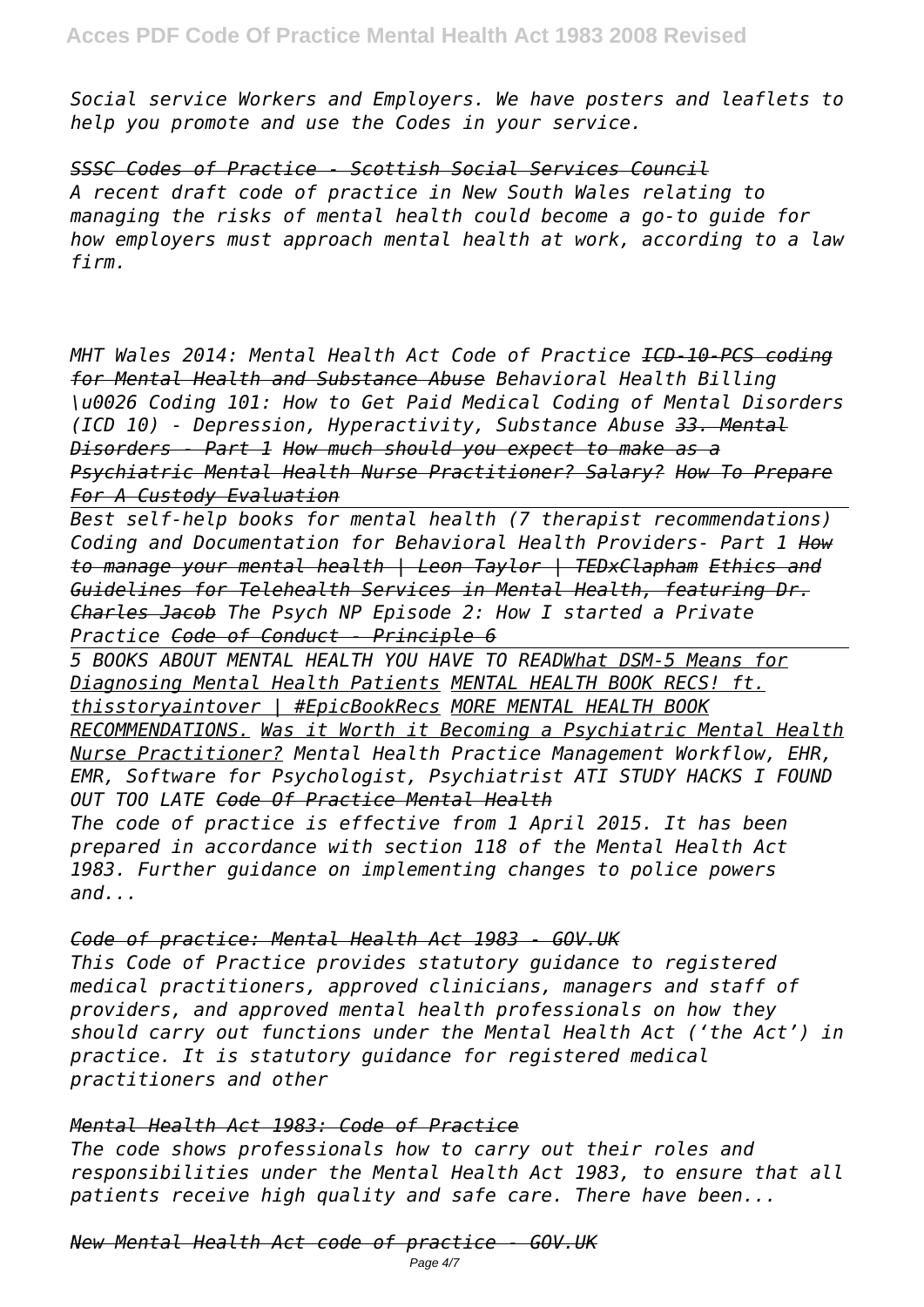*Social service Workers and Employers. We have posters and leaflets to help you promote and use the Codes in your service.*

*SSSC Codes of Practice - Scottish Social Services Council*
*A recent draft code of practice in New South Wales relating to managing the risks of mental health could become a go-to guide for how employers must approach mental health at work, according to a law firm.*

*MHT Wales 2014: Mental Health Act Code of Practice ~~ICD-10-PCS coding for Mental Health and Substance Abuse~~ Behavioral Health Billing \u0026 Coding 101: How to Get Paid Medical Coding of Mental Disorders (ICD 10) - Depression, Hyperactivity, Substance Abuse ~~33. Mental Disorders - Part 1~~ ~~How much should you expect to make as a Psychiatric Mental Health Nurse Practitioner? Salary?~~ ~~How To Prepare For A Custody Evaluation~~*

*Best self-help books for mental health (7 therapist recommendations) Coding and Documentation for Behavioral Health Providers- Part 1 ~~How to manage your mental health | Leon Taylor | TEDxClapham~~ ~~Ethics and Guidelines for Telehealth Services in Mental Health, featuring Dr. Charles Jacob~~ The Psych NP Episode 2: How I started a Private Practice ~~Code of Conduct - Principle 6~~*

*5 BOOKS ABOUT MENTAL HEALTH YOU HAVE TO READ What DSM-5 Means for Diagnosing Mental Health Patients MENTAL HEALTH BOOK RECS! ft. thisstoryaintover | #EpicBookRecs MORE MENTAL HEALTH BOOK RECOMMENDATIONS. Was it Worth it Becoming a Psychiatric Mental Health Nurse Practitioner? Mental Health Practice Management Workflow, EHR, EMR, Software for Psychologist, Psychiatrist ATI STUDY HACKS I FOUND OUT TOO LATE ~~Code Of Practice Mental Health~~*
*The code of practice is effective from 1 April 2015. It has been prepared in accordance with section 118 of the Mental Health Act 1983. Further guidance on implementing changes to police powers and...*

*Code of practice: Mental Health Act 1983 - GOV.UK*
*This Code of Practice provides statutory guidance to registered medical practitioners, approved clinicians, managers and staff of providers, and approved mental health professionals on how they should carry out functions under the Mental Health Act ('the Act') in practice. It is statutory guidance for registered medical practitioners and other*

*Mental Health Act 1983: Code of Practice*
*The code shows professionals how to carry out their roles and responsibilities under the Mental Health Act 1983, to ensure that all patients receive high quality and safe care. There have been...*

*New Mental Health Act code of practice - GOV.UK*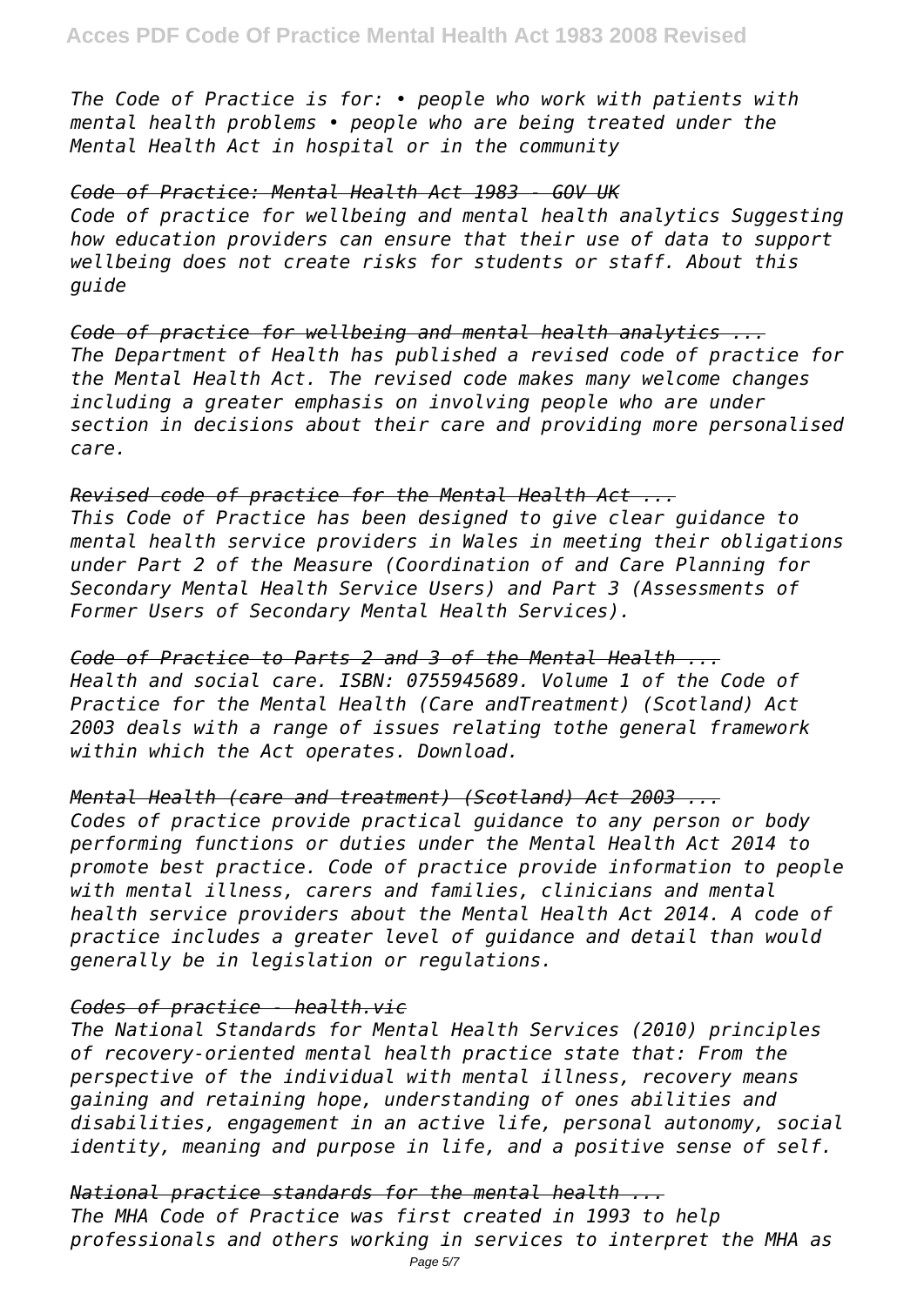*The Code of Practice is for: • people who work with patients with mental health problems • people who are being treated under the Mental Health Act in hospital or in the community*

*~~Code of Practice: Mental Health Act 1983 - GOV UK~~*

*Code of practice for wellbeing and mental health analytics Suggesting how education providers can ensure that their use of data to support wellbeing does not create risks for students or staff. About this guide*

*~~Code of practice for wellbeing and mental health analytics ...~~*

*The Department of Health has published a revised code of practice for the Mental Health Act. The revised code makes many welcome changes including a greater emphasis on involving people who are under section in decisions about their care and providing more personalised care.*

*~~Revised code of practice for the Mental Health Act ...~~*

*This Code of Practice has been designed to give clear guidance to mental health service providers in Wales in meeting their obligations under Part 2 of the Measure (Coordination of and Care Planning for Secondary Mental Health Service Users) and Part 3 (Assessments of Former Users of Secondary Mental Health Services).*

*~~Code of Practice to Parts 2 and 3 of the Mental Health ...~~*

*Health and social care. ISBN: 0755945689. Volume 1 of the Code of Practice for the Mental Health (Care andTreatment) (Scotland) Act 2003 deals with a range of issues relating tothe general framework within which the Act operates. Download.*

*~~Mental Health (care and treatment) (Scotland) Act 2003 ...~~*

*Codes of practice provide practical guidance to any person or body performing functions or duties under the Mental Health Act 2014 to promote best practice. Code of practice provide information to people with mental illness, carers and families, clinicians and mental health service providers about the Mental Health Act 2014. A code of practice includes a greater level of guidance and detail than would generally be in legislation or regulations.*

*~~Codes of practice - health.vic~~*

*The National Standards for Mental Health Services (2010) principles of recovery-oriented mental health practice state that: From the perspective of the individual with mental illness, recovery means gaining and retaining hope, understanding of ones abilities and disabilities, engagement in an active life, personal autonomy, social identity, meaning and purpose in life, and a positive sense of self.*

*~~National practice standards for the mental health ...~~*

*The MHA Code of Practice was first created in 1993 to help professionals and others working in services to interpret the MHA as*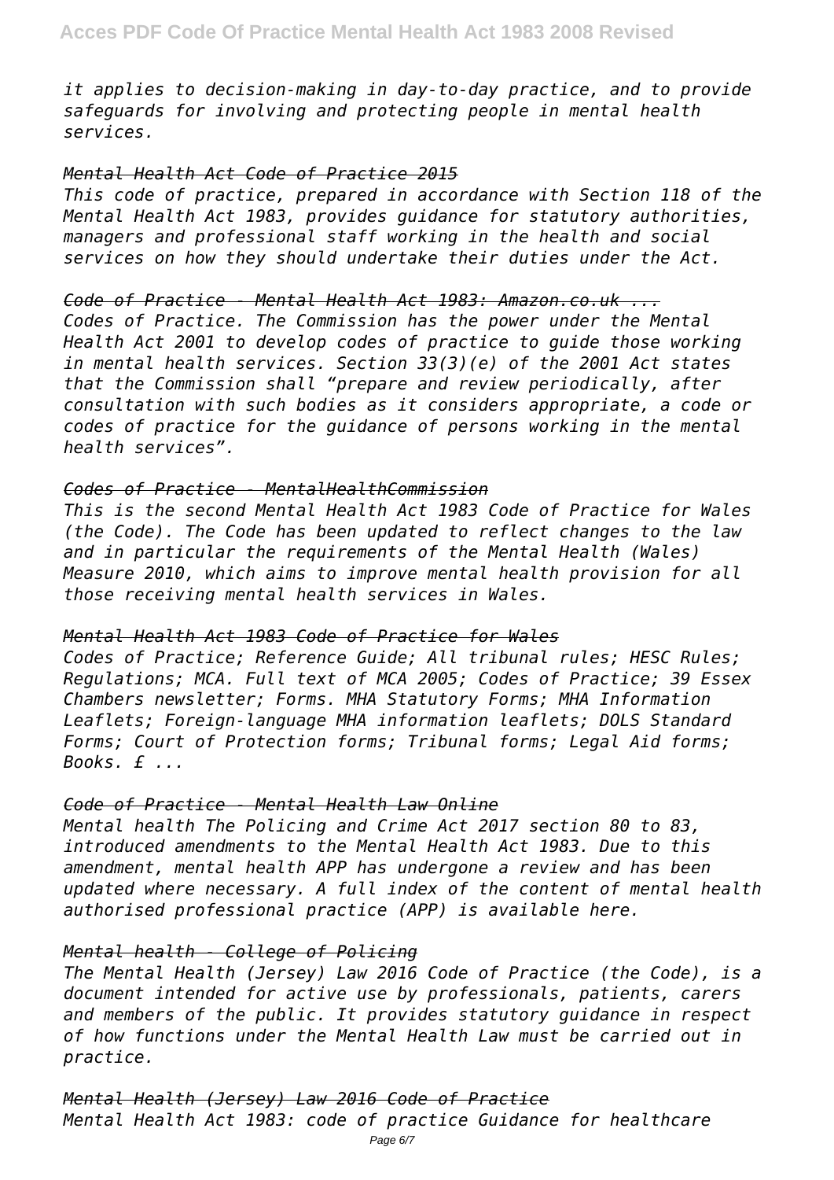*it applies to decision-making in day-to-day practice, and to provide safeguards for involving and protecting people in mental health services.*

*Mental Health Act Code of Practice 2015*

*This code of practice, prepared in accordance with Section 118 of the Mental Health Act 1983, provides guidance for statutory authorities, managers and professional staff working in the health and social services on how they should undertake their duties under the Act.*

*Code of Practice - Mental Health Act 1983: Amazon.co.uk ...*

*Codes of Practice. The Commission has the power under the Mental Health Act 2001 to develop codes of practice to guide those working in mental health services. Section 33(3)(e) of the 2001 Act states that the Commission shall "prepare and review periodically, after consultation with such bodies as it considers appropriate, a code or codes of practice for the guidance of persons working in the mental health services".*

*Codes of Practice - MentalHealthCommission*

*This is the second Mental Health Act 1983 Code of Practice for Wales (the Code). The Code has been updated to reflect changes to the law and in particular the requirements of the Mental Health (Wales) Measure 2010, which aims to improve mental health provision for all those receiving mental health services in Wales.*

*Mental Health Act 1983 Code of Practice for Wales*

*Codes of Practice; Reference Guide; All tribunal rules; HESC Rules; Regulations; MCA. Full text of MCA 2005; Codes of Practice; 39 Essex Chambers newsletter; Forms. MHA Statutory Forms; MHA Information Leaflets; Foreign-language MHA information leaflets; DOLS Standard Forms; Court of Protection forms; Tribunal forms; Legal Aid forms; Books. £ ...*

*Code of Practice - Mental Health Law Online*

*Mental health The Policing and Crime Act 2017 section 80 to 83, introduced amendments to the Mental Health Act 1983. Due to this amendment, mental health APP has undergone a review and has been updated where necessary. A full index of the content of mental health authorised professional practice (APP) is available here.*

*Mental health - College of Policing*

*The Mental Health (Jersey) Law 2016 Code of Practice (the Code), is a document intended for active use by professionals, patients, carers and members of the public. It provides statutory guidance in respect of how functions under the Mental Health Law must be carried out in practice.*

*Mental Health (Jersey) Law 2016 Code of Practice*

*Mental Health Act 1983: code of practice Guidance for healthcare*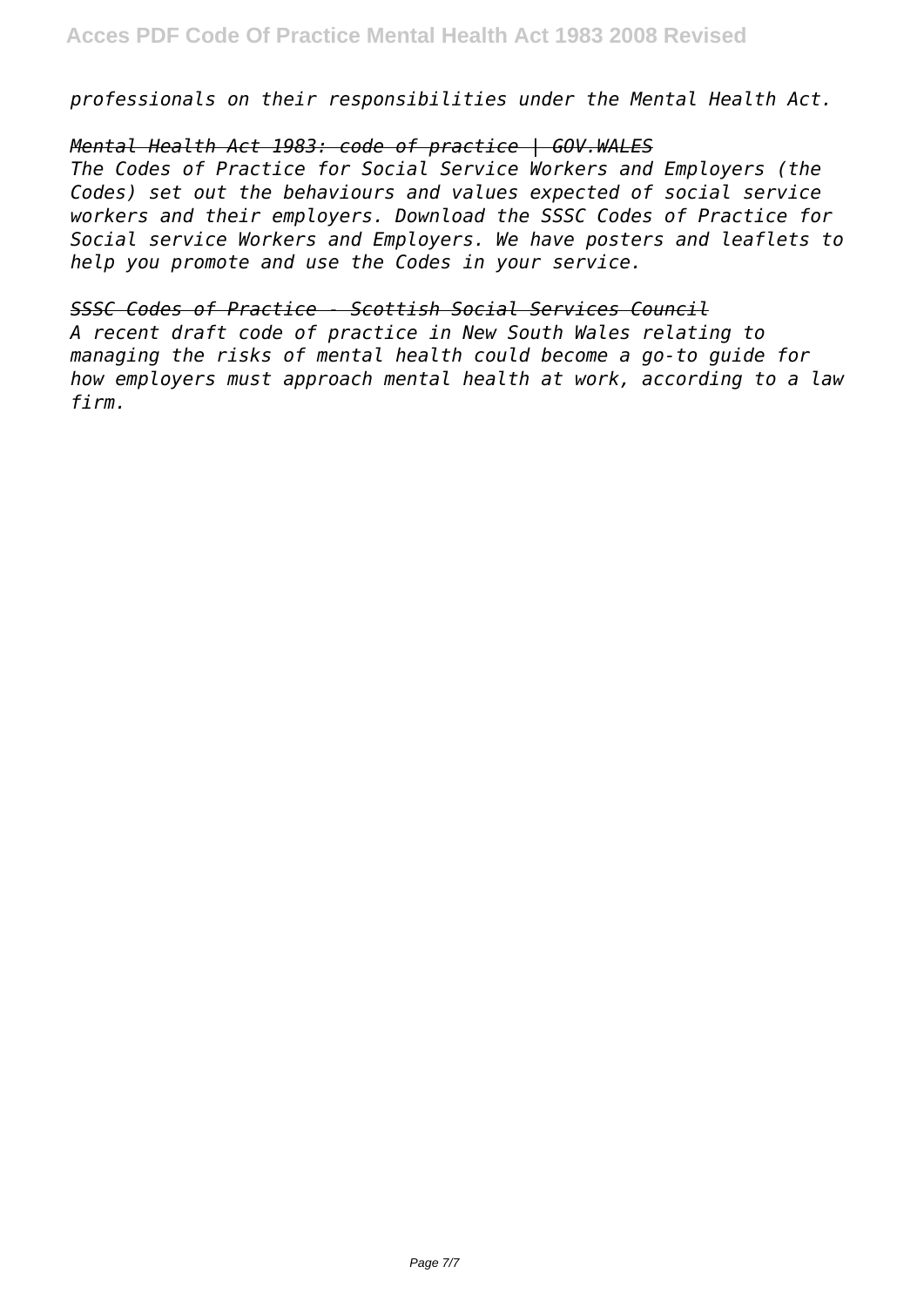*professionals on their responsibilities under the Mental Health Act.*

~~*Mental Health Act 1983: code of practice | GOV.WALES*~~

*The Codes of Practice for Social Service Workers and Employers (the Codes) set out the behaviours and values expected of social service workers and their employers. Download the SSSC Codes of Practice for Social service Workers and Employers. We have posters and leaflets to help you promote and use the Codes in your service.*

~~*SSSC Codes of Practice - Scottish Social Services Council*~~

*A recent draft code of practice in New South Wales relating to managing the risks of mental health could become a go-to guide for how employers must approach mental health at work, according to a law firm.*